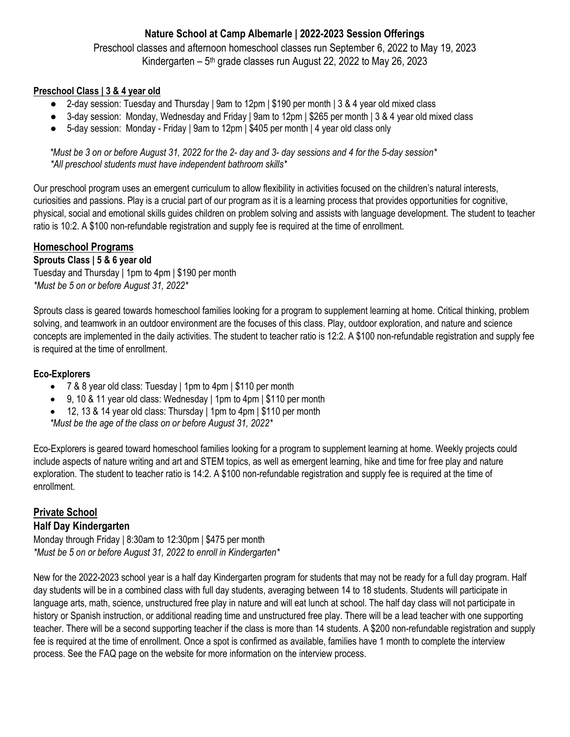# Nature School at Camp Albemarle | 2022-2023 Session Offerings

Preschool classes and afternoon homeschool classes run September 6, 2022 to May 19, 2023
Kindergarten – 5th grade classes run August 22, 2022 to May 26, 2023

## Preschool Class | 3 & 4 year old

- 2-day session: Tuesday and Thursday | 9am to 12pm | $190 per month | 3 & 4 year old mixed class
- 3-day session: Monday, Wednesday and Friday | 9am to 12pm | $265 per month | 3 & 4 year old mixed class
- 5-day session: Monday - Friday | 9am to 12pm | $405 per month | 4 year old class only

*\*Must be 3 on or before August 31, 2022 for the 2- day and 3- day sessions and 4 for the 5-day session\**
*\*All preschool students must have independent bathroom skills\**

Our preschool program uses an emergent curriculum to allow flexibility in activities focused on the children's natural interests, curiosities and passions. Play is a crucial part of our program as it is a learning process that provides opportunities for cognitive, physical, social and emotional skills guides children on problem solving and assists with language development. The student to teacher ratio is 10:2. A $100 non-refundable registration and supply fee is required at the time of enrollment.

## Homeschool Programs

### Sprouts Class | 5 & 6 year old

Tuesday and Thursday | 1pm to 4pm | $190 per month
*\*Must be 5 on or before August 31, 2022\**

Sprouts class is geared towards homeschool families looking for a program to supplement learning at home. Critical thinking, problem solving, and teamwork in an outdoor environment are the focuses of this class. Play, outdoor exploration, and nature and science concepts are implemented in the daily activities. The student to teacher ratio is 12:2. A $100 non-refundable registration and supply fee is required at the time of enrollment.

### Eco-Explorers

- 7 & 8 year old class: Tuesday | 1pm to 4pm | $110 per month
- 9, 10 & 11 year old class: Wednesday | 1pm to 4pm | $110 per month
- 12, 13 & 14 year old class: Thursday | 1pm to 4pm | $110 per month

*\*Must be the age of the class on or before August 31, 2022\**

Eco-Explorers is geared toward homeschool families looking for a program to supplement learning at home. Weekly projects could include aspects of nature writing and art and STEM topics, as well as emergent learning, hike and time for free play and nature exploration. The student to teacher ratio is 14:2. A $100 non-refundable registration and supply fee is required at the time of enrollment.

## Private School

### Half Day Kindergarten

Monday through Friday | 8:30am to 12:30pm | $475 per month
*\*Must be 5 on or before August 31, 2022 to enroll in Kindergarten\**

New for the 2022-2023 school year is a half day Kindergarten program for students that may not be ready for a full day program. Half day students will be in a combined class with full day students, averaging between 14 to 18 students. Students will participate in language arts, math, science, unstructured free play in nature and will eat lunch at school. The half day class will not participate in history or Spanish instruction, or additional reading time and unstructured free play. There will be a lead teacher with one supporting teacher. There will be a second supporting teacher if the class is more than 14 students. A $200 non-refundable registration and supply fee is required at the time of enrollment. Once a spot is confirmed as available, families have 1 month to complete the interview process. See the FAQ page on the website for more information on the interview process.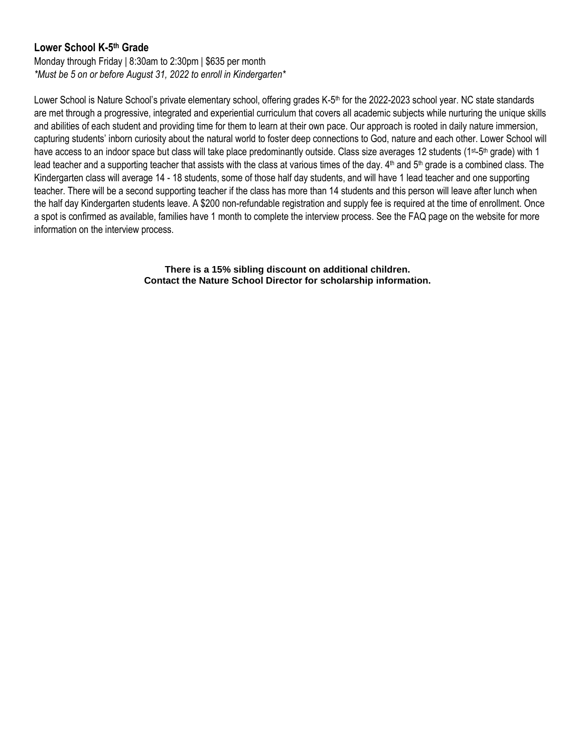### Lower School K-5th Grade

Monday through Friday | 8:30am to 2:30pm | $635 per month

*\*Must be 5 on or before August 31, 2022 to enroll in Kindergarten\**

Lower School is Nature School's private elementary school, offering grades K-5th for the 2022-2023 school year. NC state standards are met through a progressive, integrated and experiential curriculum that covers all academic subjects while nurturing the unique skills and abilities of each student and providing time for them to learn at their own pace. Our approach is rooted in daily nature immersion, capturing students' inborn curiosity about the natural world to foster deep connections to God, nature and each other. Lower School will have access to an indoor space but class will take place predominantly outside. Class size averages 12 students (1st-5th grade) with 1 lead teacher and a supporting teacher that assists with the class at various times of the day. 4th and 5th grade is a combined class. The Kindergarten class will average 14 - 18 students, some of those half day students, and will have 1 lead teacher and one supporting teacher. There will be a second supporting teacher if the class has more than 14 students and this person will leave after lunch when the half day Kindergarten students leave. A $200 non-refundable registration and supply fee is required at the time of enrollment. Once a spot is confirmed as available, families have 1 month to complete the interview process. See the FAQ page on the website for more information on the interview process.

**There is a 15% sibling discount on additional children.**
**Contact the Nature School Director for scholarship information.**